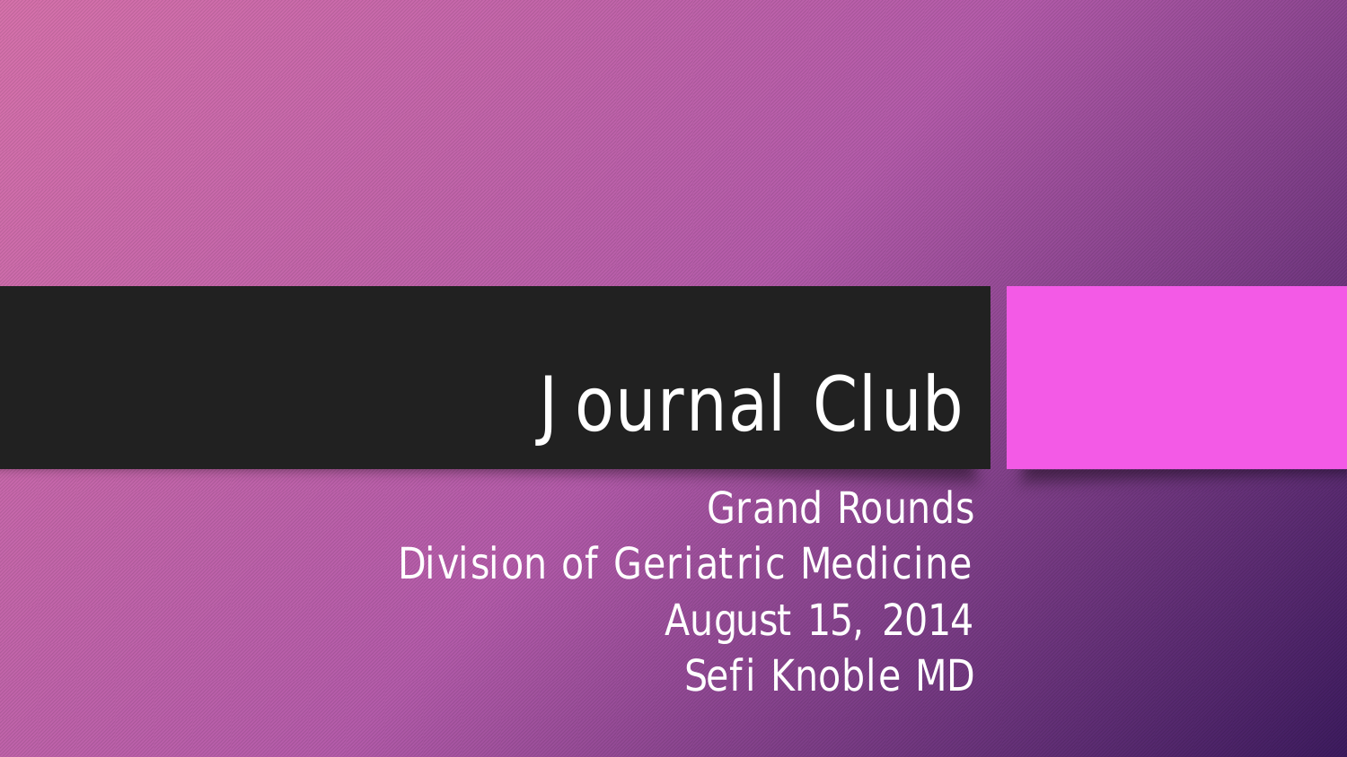# Journal Club

Grand Rounds
Division of Geriatric Medicine
August 15, 2014
Sefi Knoble MD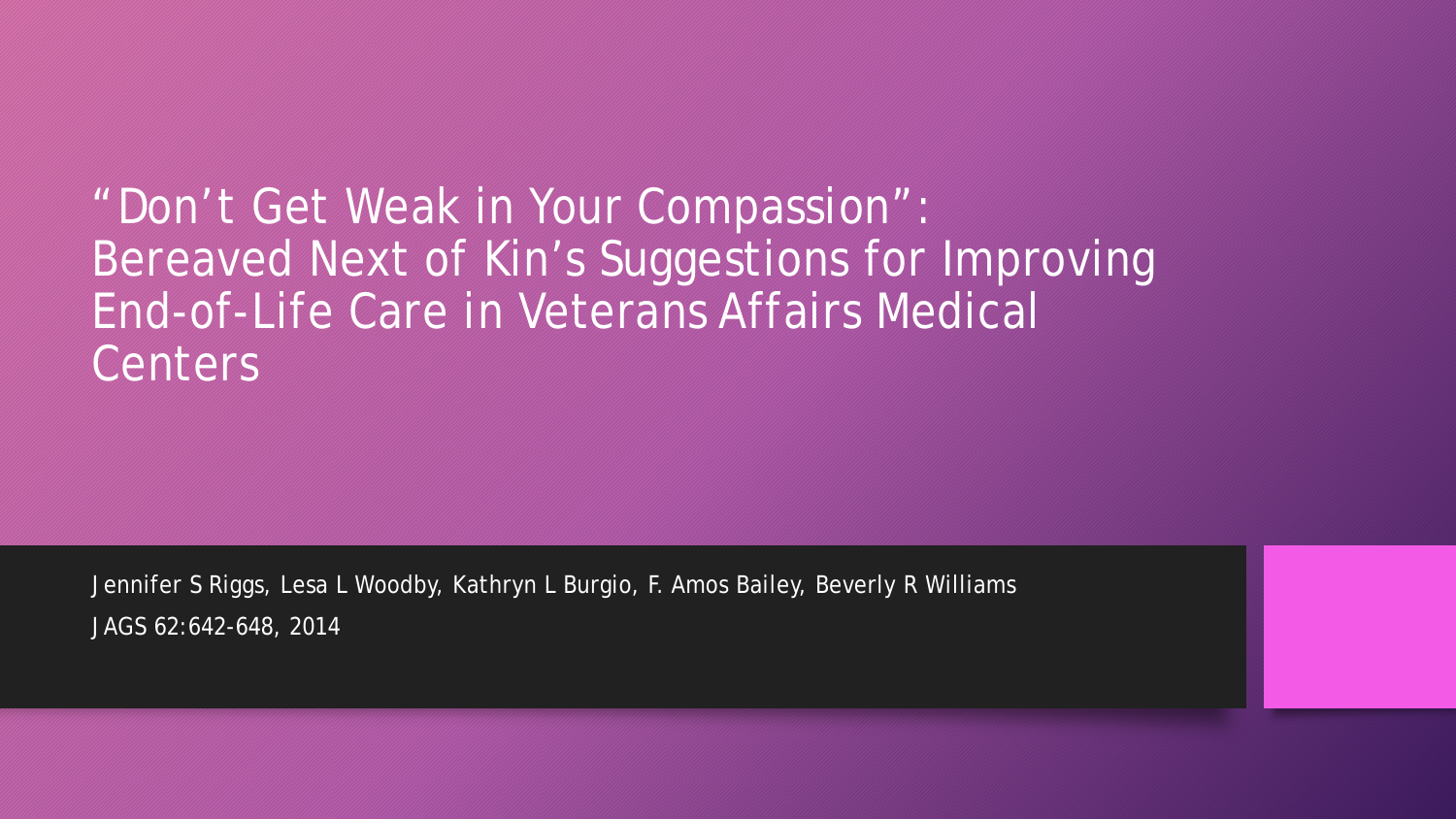# "Don't Get Weak in Your Compassion": Bereaved Next of Kin's Suggestions for Improving End-of-Life Care in Veterans Affairs Medical Centers

Jennifer S Riggs, Lesa L Woodby, Kathryn L Burgio, F. Amos Bailey, Beverly R Williams

JAGS 62:642-648, 2014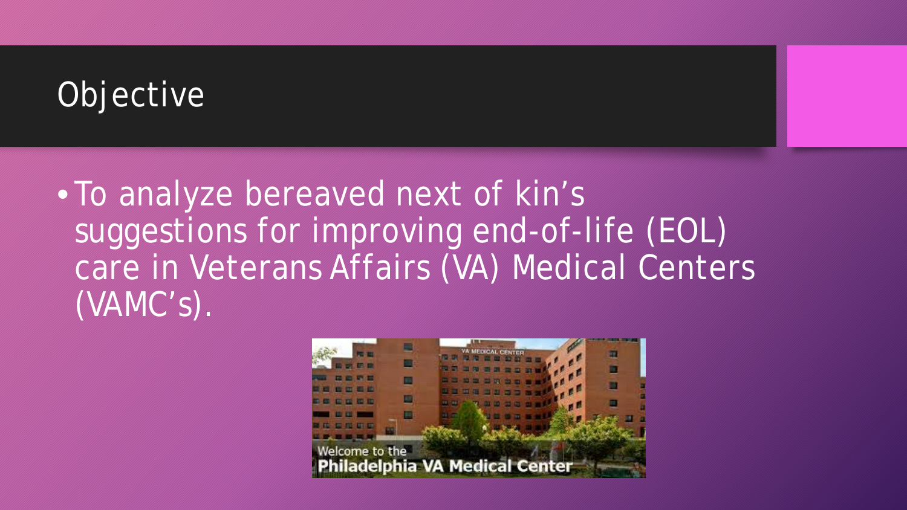# Objective

- To analyze bereaved next of kin's suggestions for improving end-of-life (EOL) care in Veterans Affairs (VA) Medical Centers (VAMC's).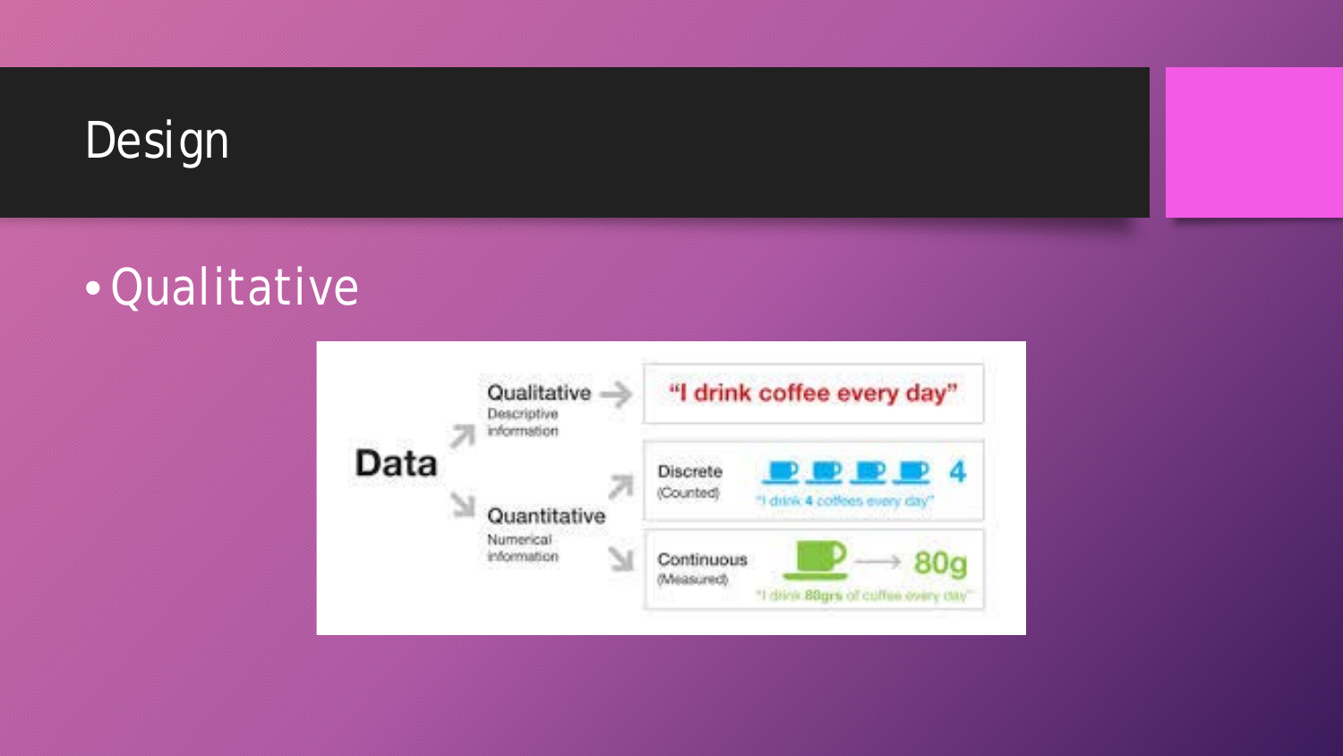# Design

- Qualitative

Data

Qualitative → "I drink coffee every day"
Descriptive information

Quantitative
Numerical information

Discrete (Counted) — 4 — "I drink 4 coffees every day"

Continuous (Measured) — 80g — "I drink 80grs of coffee every day"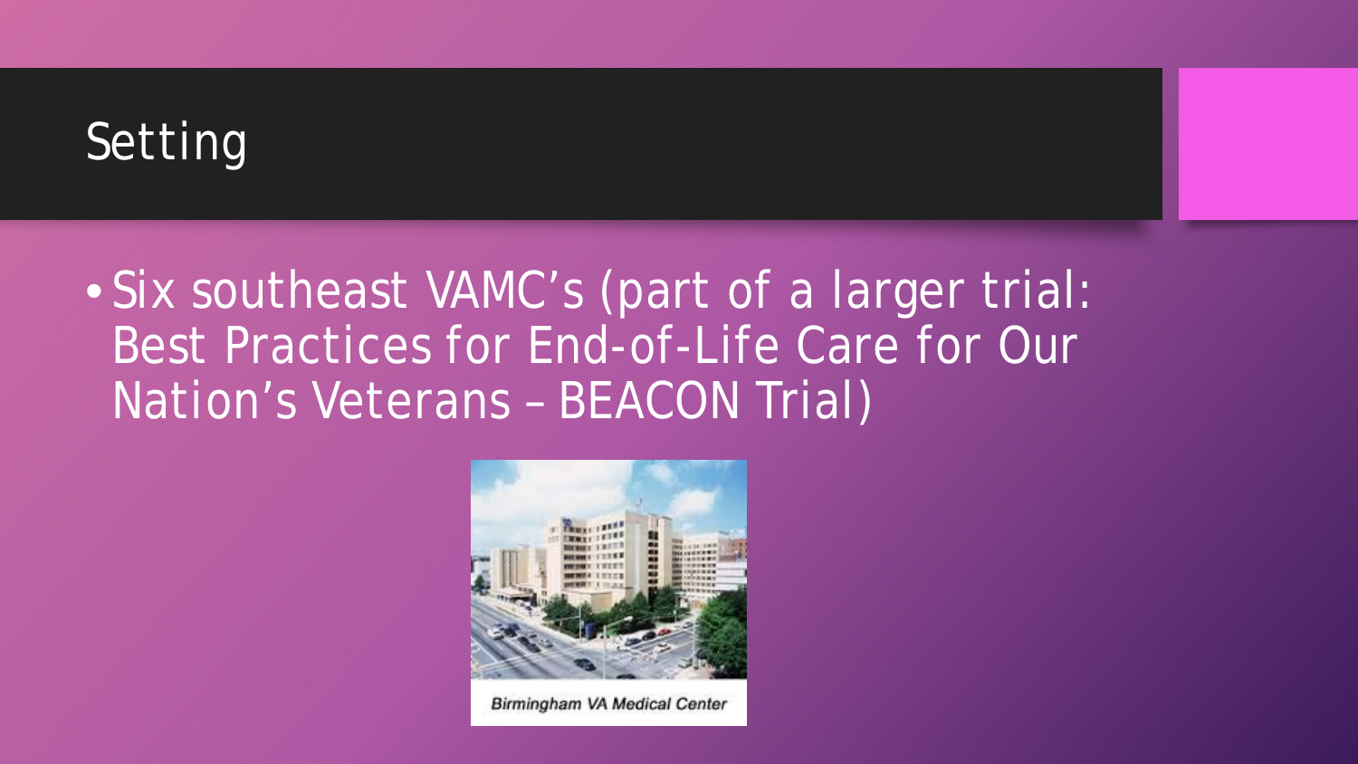# Setting

- Six southeast VAMC's (part of a larger trial: Best Practices for End-of-Life Care for Our Nation's Veterans – BEACON Trial)

Birmingham VA Medical Center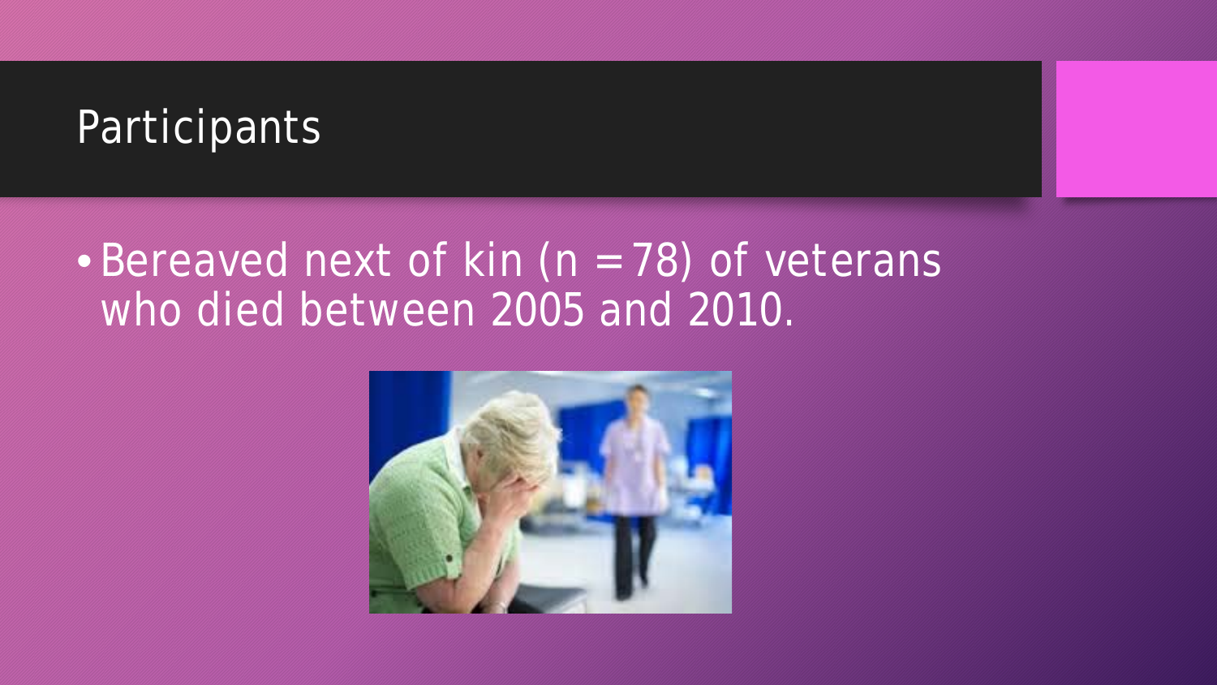# Participants

- Bereaved next of kin (n = 78) of veterans who died between 2005 and 2010.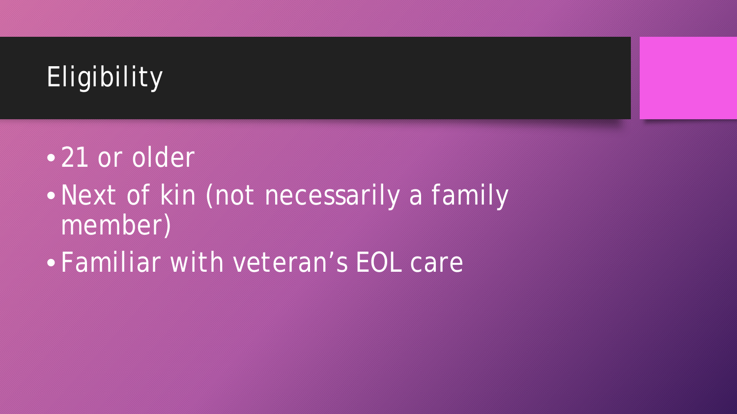# Eligibility

- 21 or older
- Next of kin (not necessarily a family member)
- Familiar with veteran’s EOL care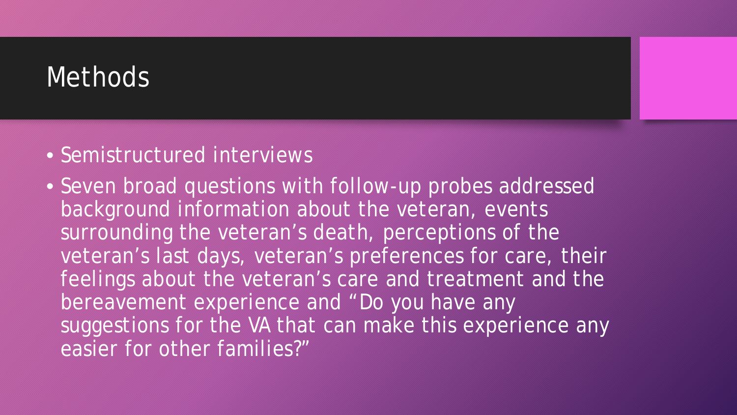# Methods

- Semistructured interviews
- Seven broad questions with follow-up probes addressed background information about the veteran, events surrounding the veteran’s death, perceptions of the veteran’s last days, veteran’s preferences for care, their feelings about the veteran’s care and treatment and the bereavement experience and “Do you have any suggestions for the VA that can make this experience any easier for other families?”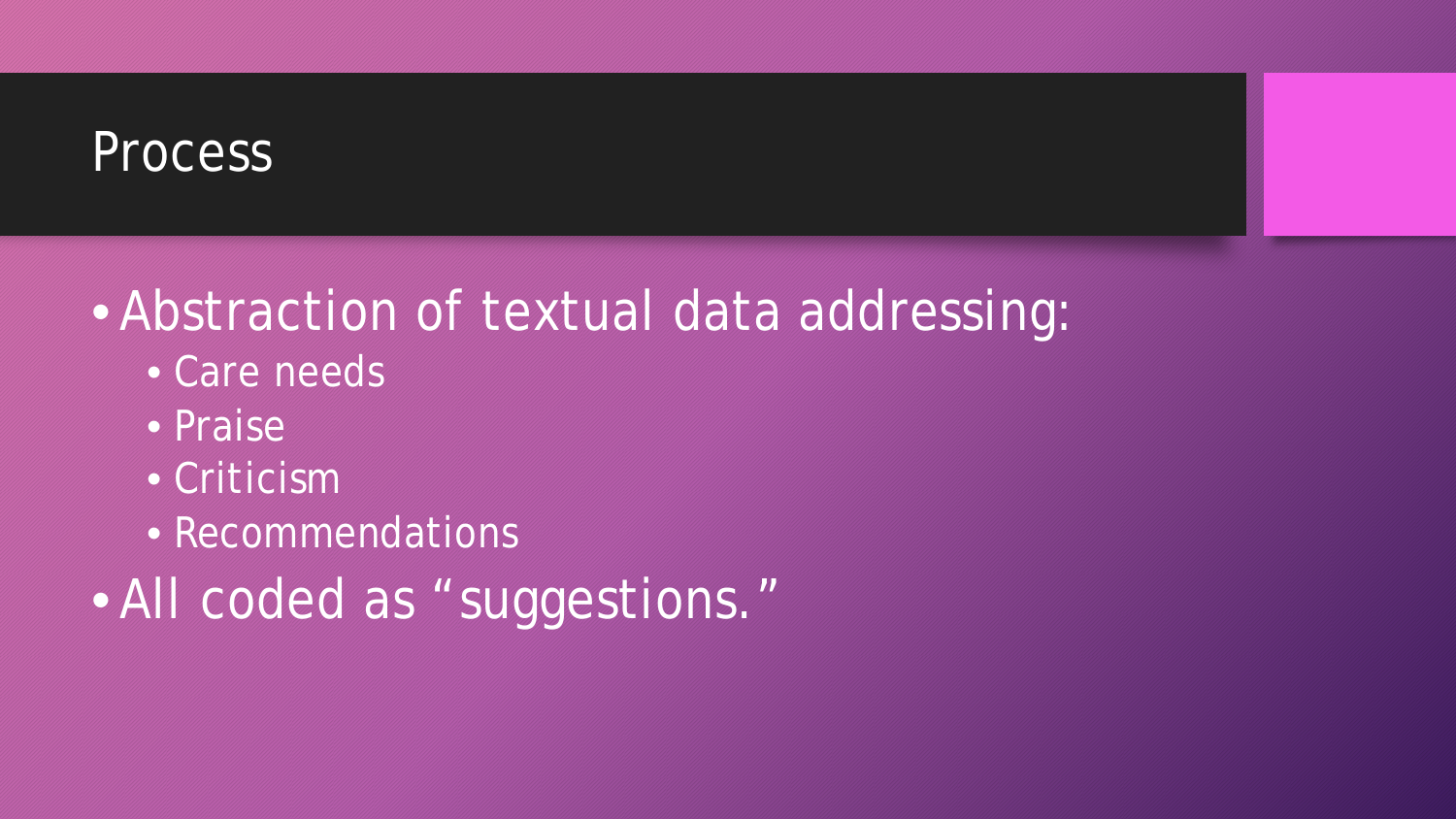# Process

- Abstraction of textual data addressing:
  - Care needs
  - Praise
  - Criticism
  - Recommendations
- All coded as "suggestions."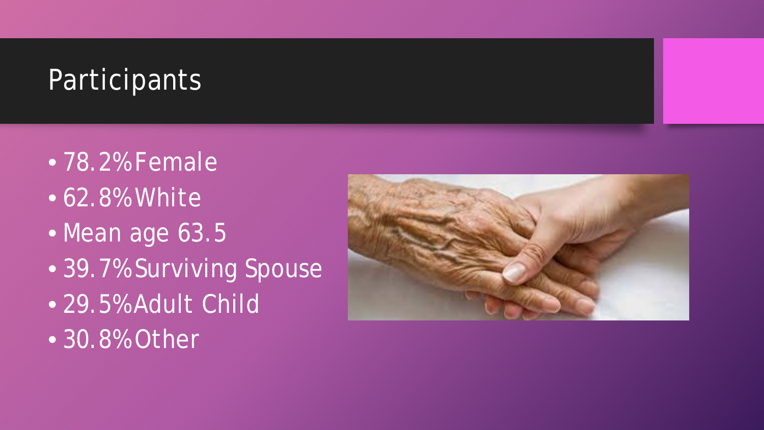# Participants

- 78.2% Female
- 62.8% White
- Mean age 63.5
- 39.7% Surviving Spouse
- 29.5% Adult Child
- 30.8% Other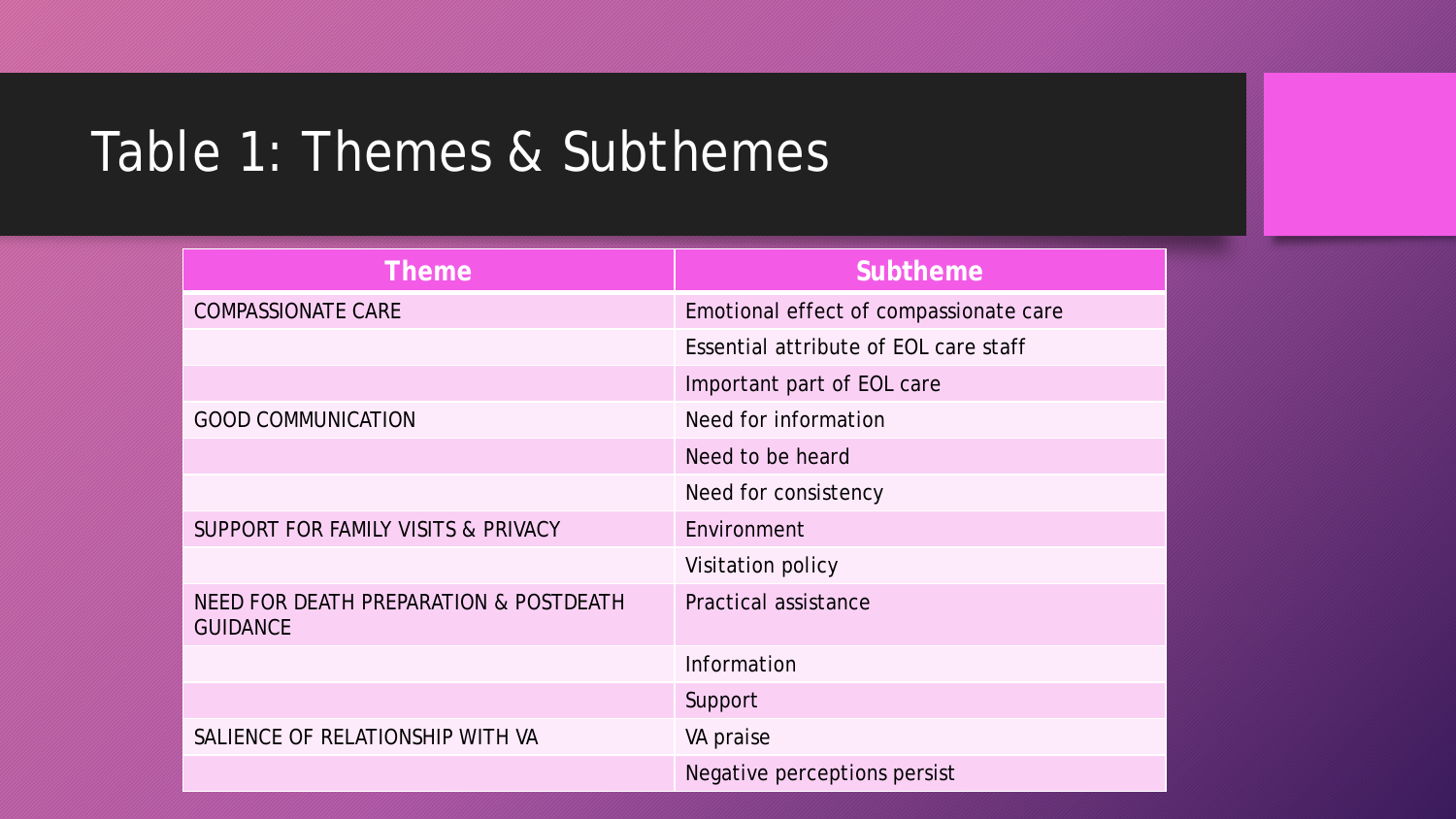# Table 1: Themes & Subthemes

| Theme | Subtheme |
| --- | --- |
| COMPASSIONATE CARE | Emotional effect of compassionate care |
| | Essential attribute of EOL care staff |
| | Important part of EOL care |
| GOOD COMMUNICATION | Need for information |
| | Need to be heard |
| | Need for consistency |
| SUPPORT FOR FAMILY VISITS & PRIVACY | Environment |
| | Visitation policy |
| NEED FOR DEATH PREPARATION & POSTDEATH GUIDANCE | Practical assistance |
| | Information |
| | Support |
| SALIENCE OF RELATIONSHIP WITH VA | VA praise |
| | Negative perceptions persist |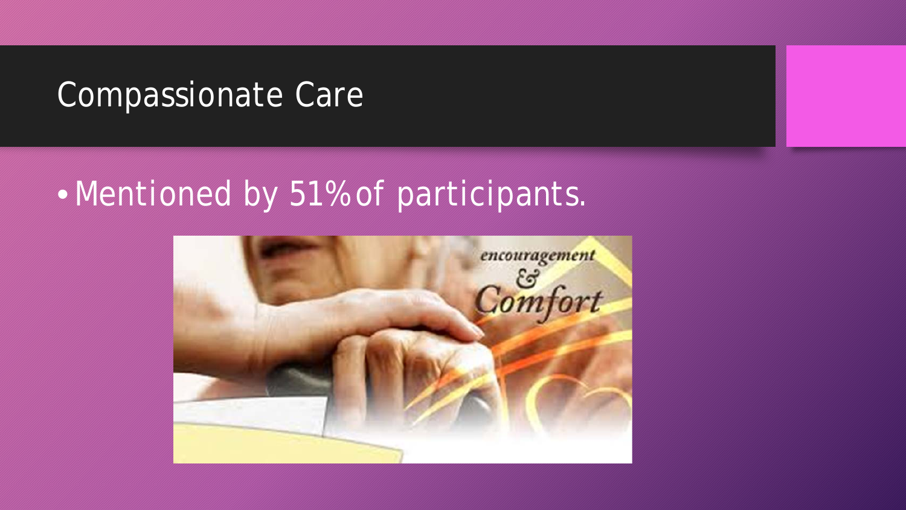# Compassionate Care

- Mentioned by 51% of participants.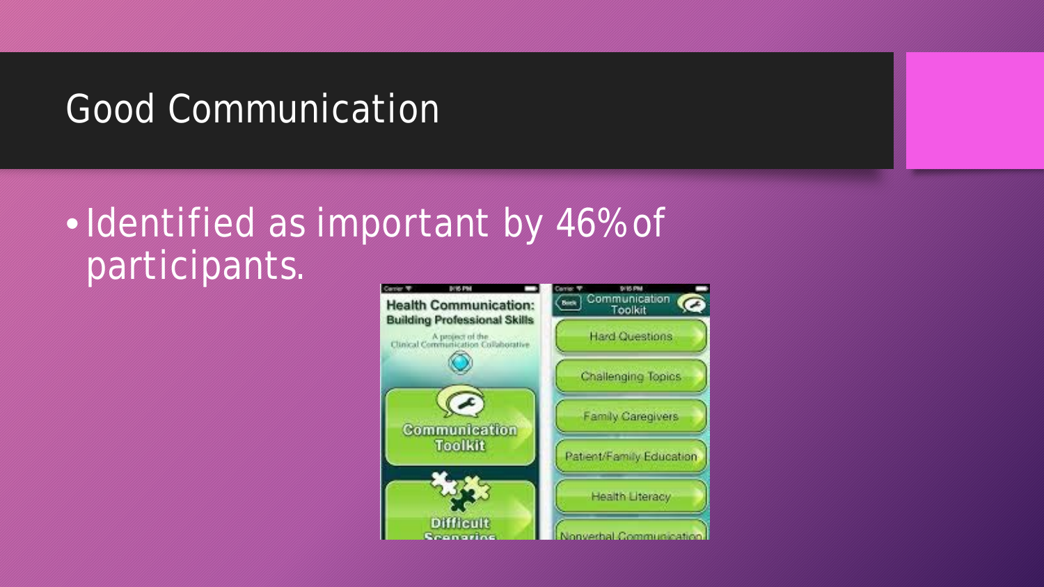# Good Communication

- Identified as important by 46% of participants.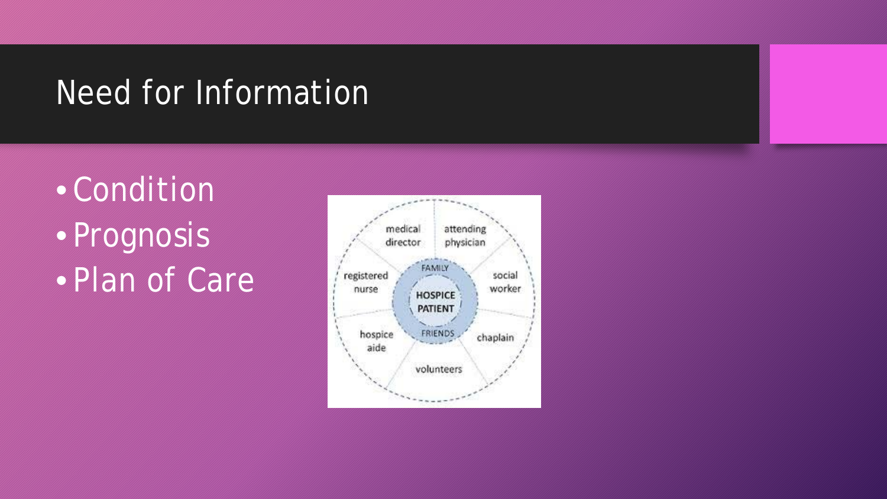# Need for Information

- Condition
- Prognosis
- Plan of Care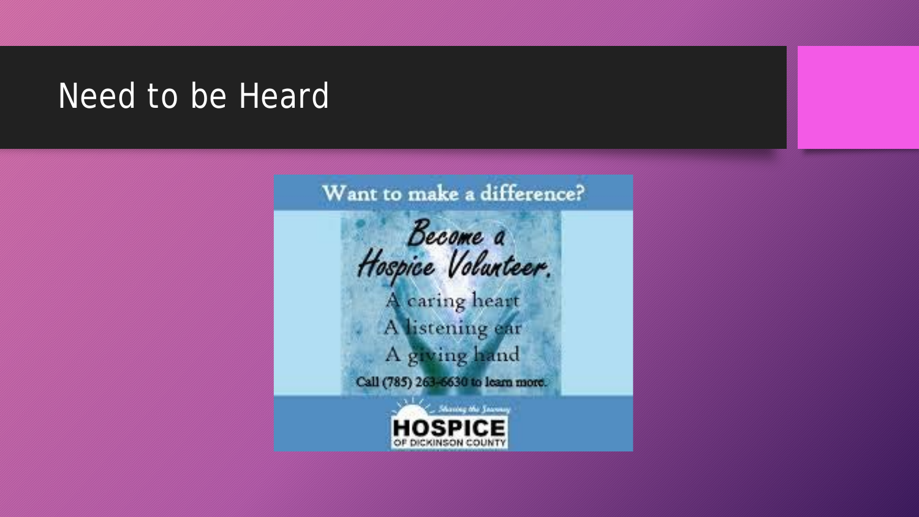# Need to be Heard

Want to make a difference?

*Become a Hospice Volunteer.*

A caring heart
A listening ear
A giving hand

Call (785) 263-6630 to learn more.

Sharing the Journey
HOSPICE
OF DICKINSON COUNTY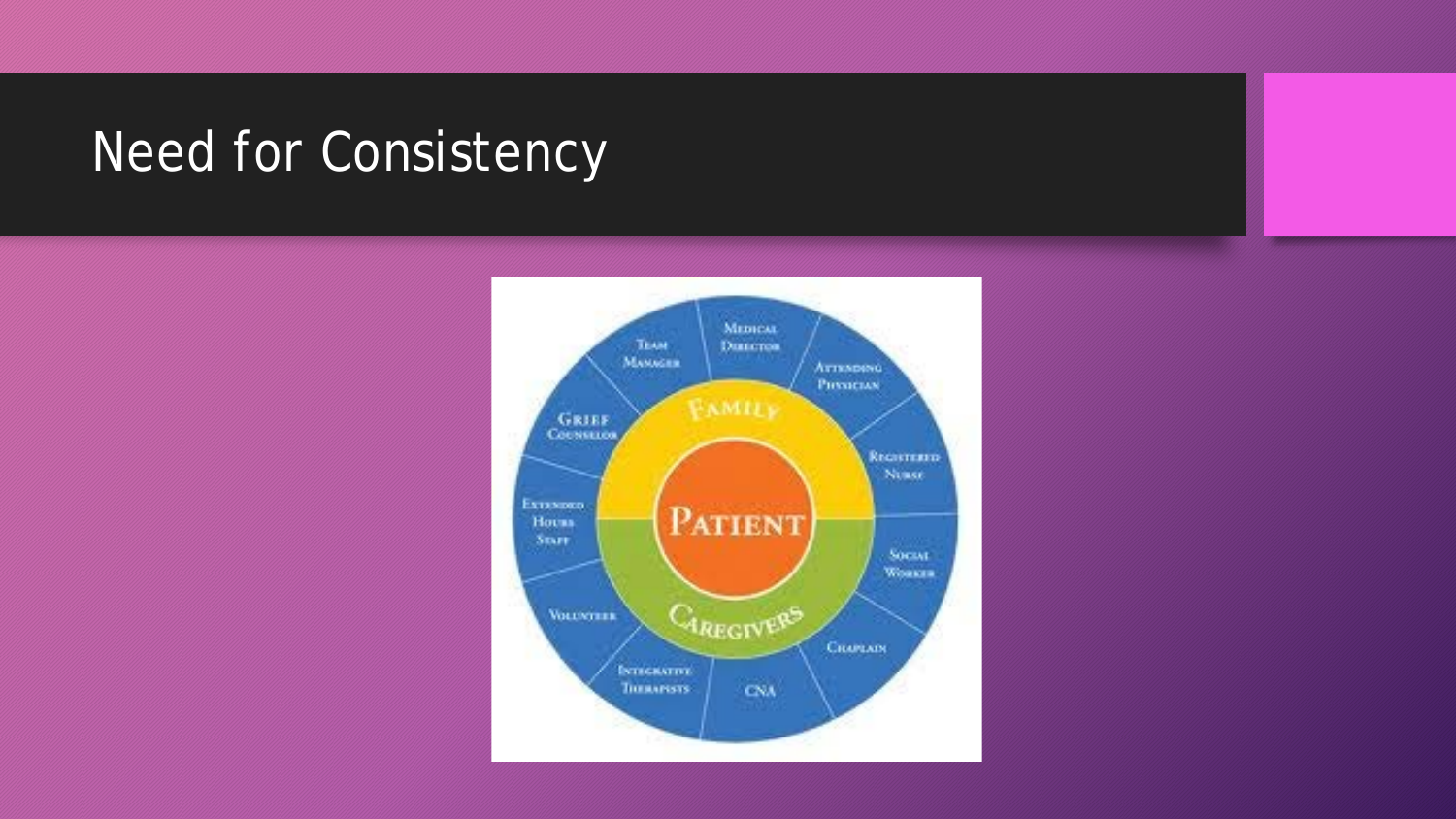# Need for Consistency

PATIENT

FAMILY

CAREGIVERS

Team Manager

Medical Director

Attending Physician

Registered Nurse

Social Worker

Chaplain

CNA

Integrative Therapists

Volunteer

Extended Hours Staff

Grief Counselor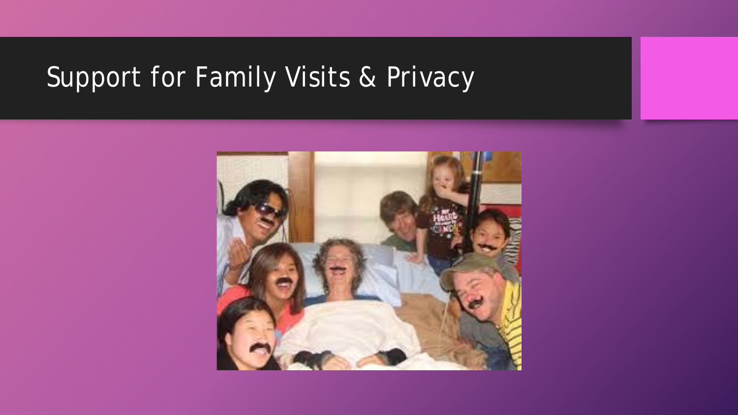# Support for Family Visits & Privacy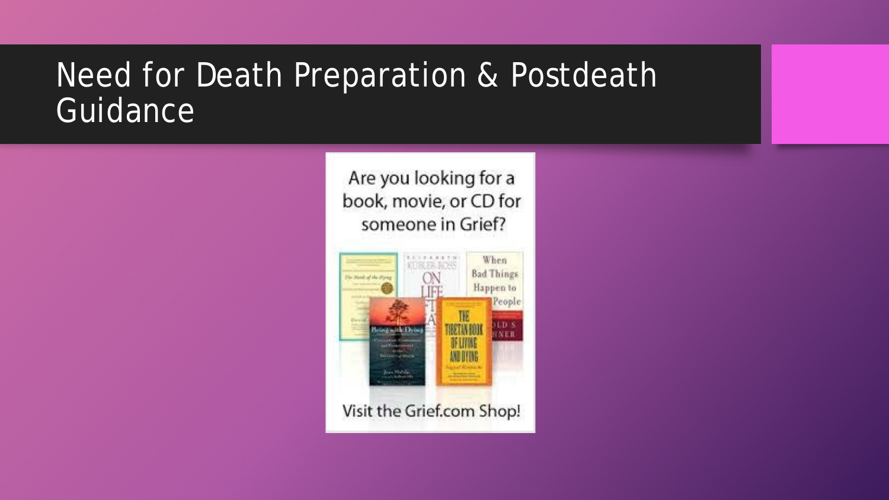# Need for Death Preparation & Postdeath Guidance

Are you looking for a book, movie, or CD for someone in Grief?

Visit the Grief.com Shop!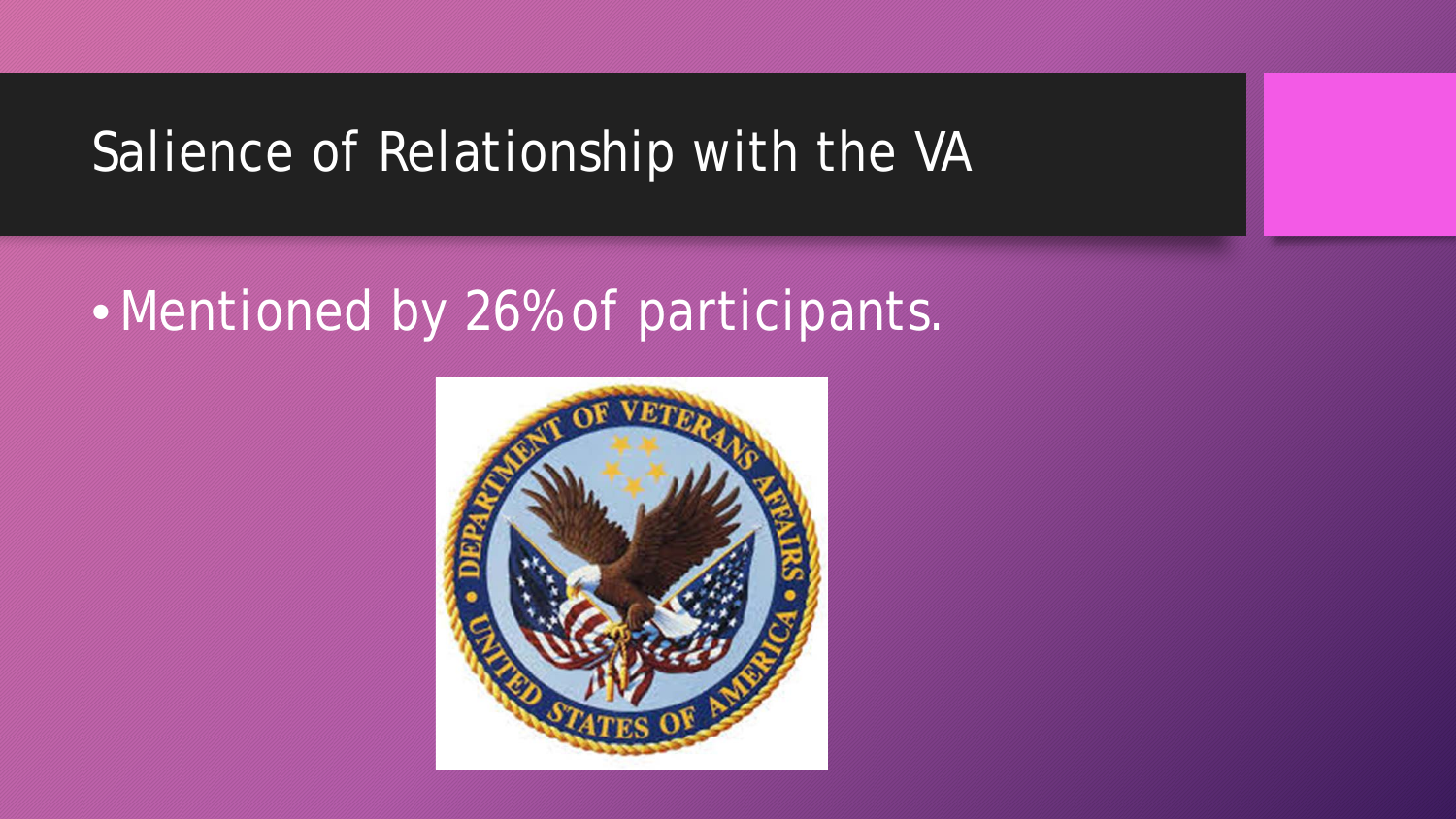# Salience of Relationship with the VA

- Mentioned by 26% of participants.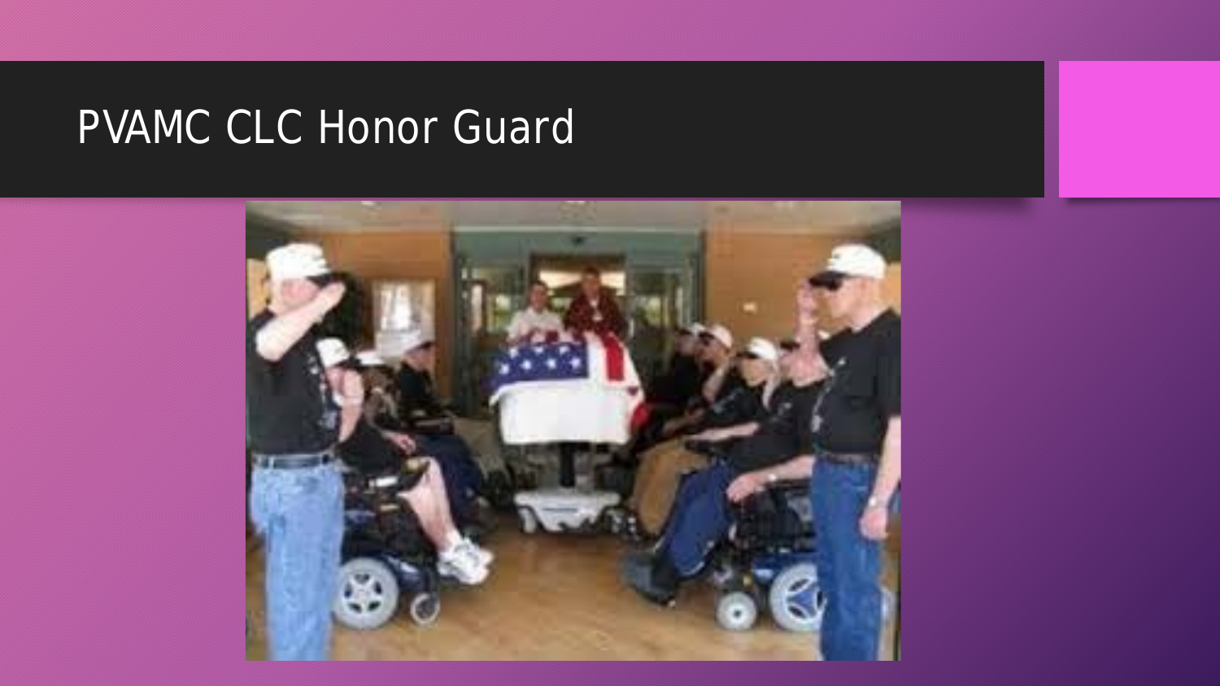# PVAMC CLC Honor Guard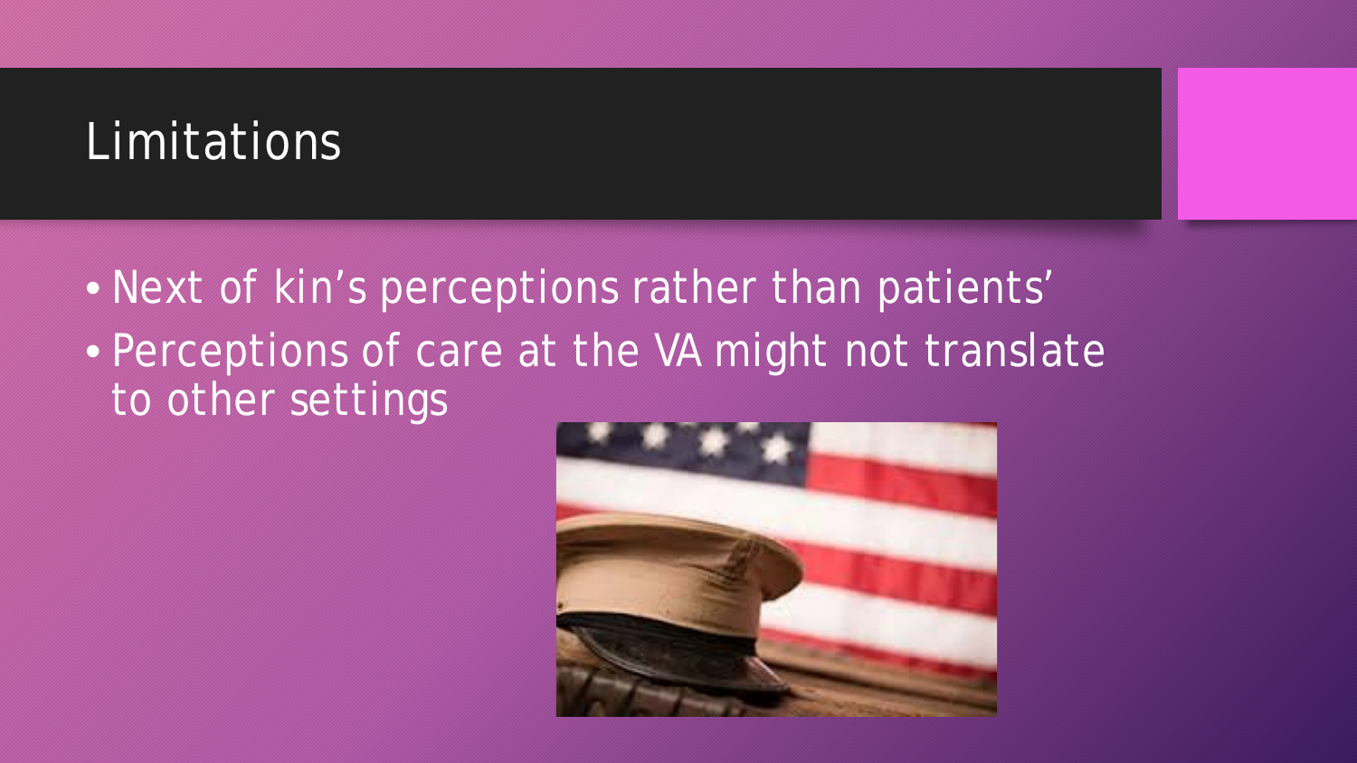# Limitations

- Next of kin's perceptions rather than patients'
- Perceptions of care at the VA might not translate to other settings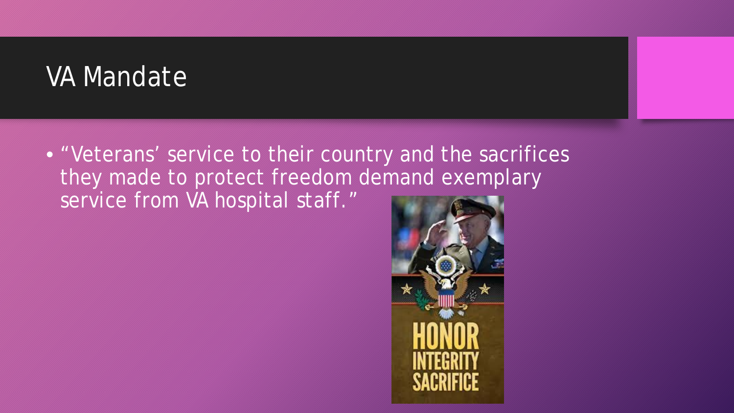# VA Mandate

- “Veterans’ service to their country and the sacrifices they made to protect freedom demand exemplary service from VA hospital staff.”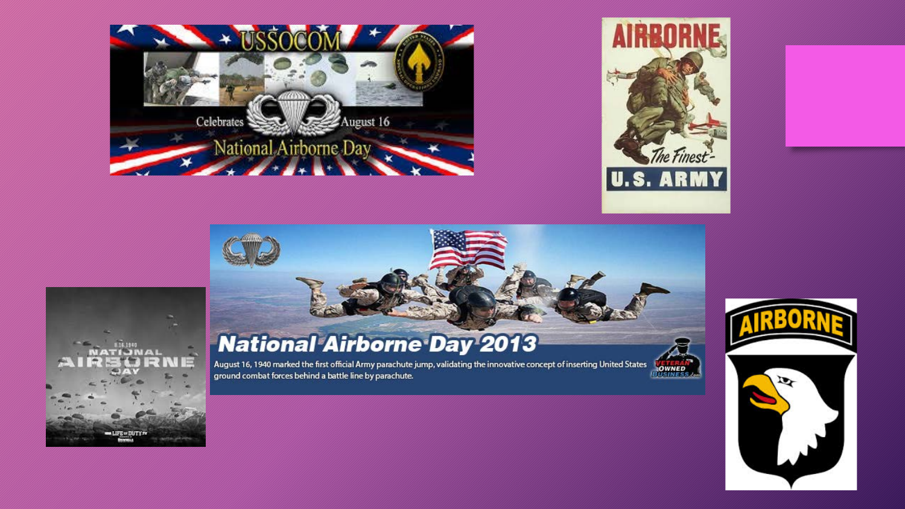USSOCOM

Celebrates August 16

National Airborne Day

AIRBORNE

The Finest

U.S. ARMY

8.16.1940

NATIONAL AIRBORNE DAY

LIFE OF DUTY.TV

National Airborne Day 2013

August 16, 1940 marked the first official Army parachute jump, validating the innovative concept of inserting United States ground combat forces behind a battle line by parachute.

VETERAN OWNED BUSINESS.com

AIRBORNE